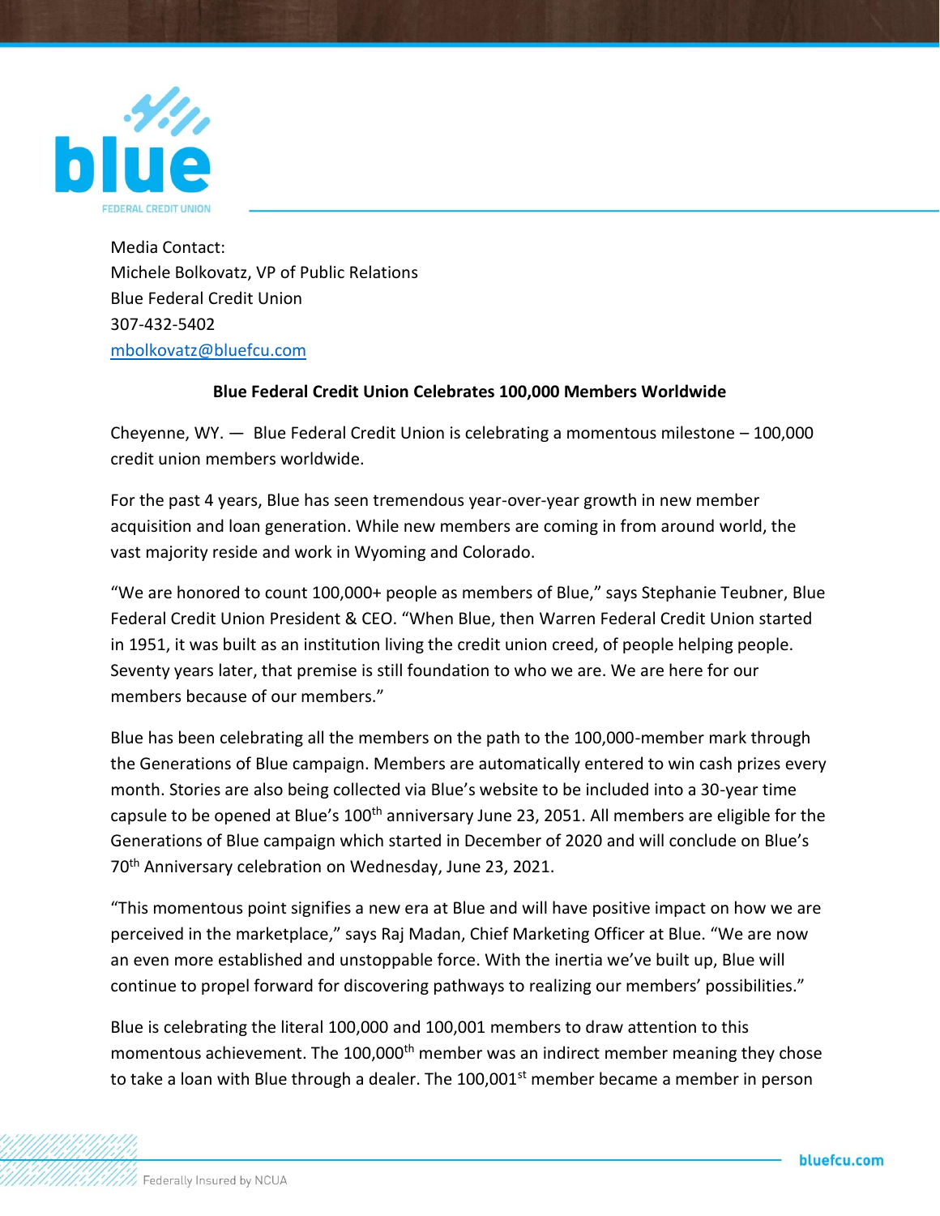Media Contact:
Michele Bolkovatz, VP of Public Relations
Blue Federal Credit Union
307-432-5402
mbolkovatz@bluefcu.com

**Blue Federal Credit Union Celebrates 100,000 Members Worldwide**

Cheyenne, WY. — Blue Federal Credit Union is celebrating a momentous milestone – 100,000 credit union members worldwide.

For the past 4 years, Blue has seen tremendous year-over-year growth in new member acquisition and loan generation. While new members are coming in from around world, the vast majority reside and work in Wyoming and Colorado.

"We are honored to count 100,000+ people as members of Blue," says Stephanie Teubner, Blue Federal Credit Union President & CEO. "When Blue, then Warren Federal Credit Union started in 1951, it was built as an institution living the credit union creed, of people helping people. Seventy years later, that premise is still foundation to who we are. We are here for our members because of our members."

Blue has been celebrating all the members on the path to the 100,000-member mark through the Generations of Blue campaign. Members are automatically entered to win cash prizes every month. Stories are also being collected via Blue's website to be included into a 30-year time capsule to be opened at Blue's 100th anniversary June 23, 2051. All members are eligible for the Generations of Blue campaign which started in December of 2020 and will conclude on Blue's 70th Anniversary celebration on Wednesday, June 23, 2021.

"This momentous point signifies a new era at Blue and will have positive impact on how we are perceived in the marketplace," says Raj Madan, Chief Marketing Officer at Blue. "We are now an even more established and unstoppable force. With the inertia we've built up, Blue will continue to propel forward for discovering pathways to realizing our members' possibilities."

Blue is celebrating the literal 100,000 and 100,001 members to draw attention to this momentous achievement. The 100,000th member was an indirect member meaning they chose to take a loan with Blue through a dealer. The 100,001st member became a member in person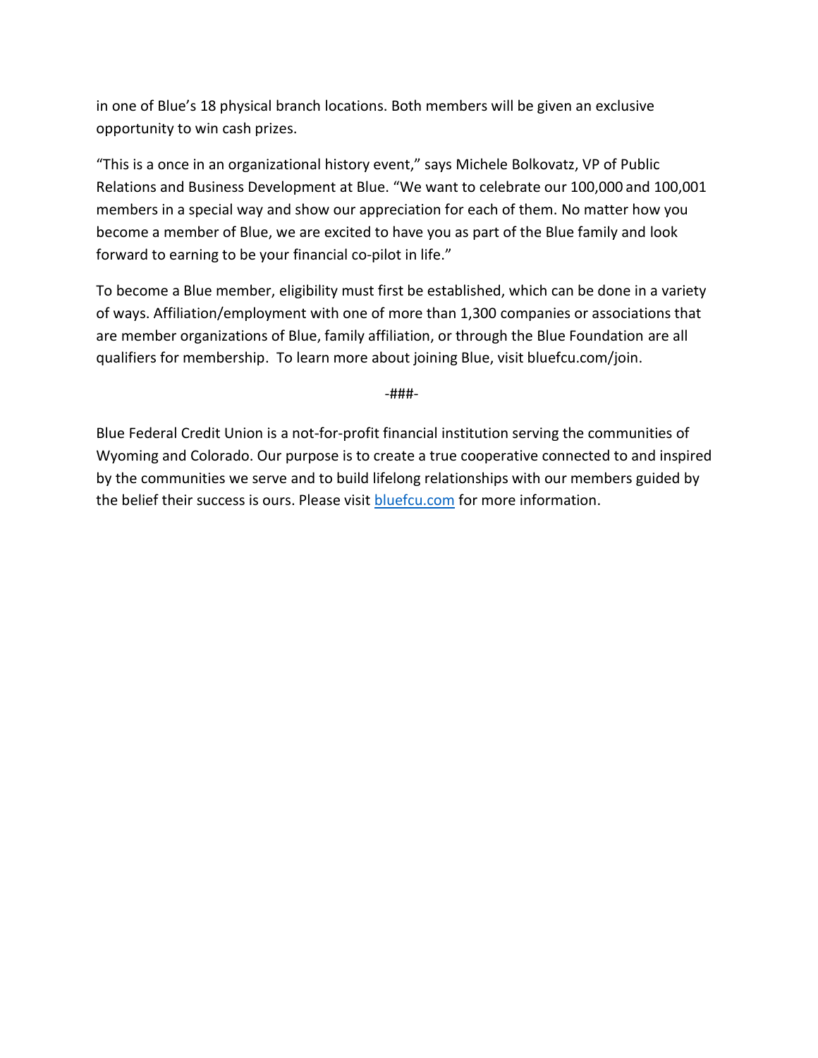in one of Blue's 18 physical branch locations. Both members will be given an exclusive opportunity to win cash prizes.

"This is a once in an organizational history event," says Michele Bolkovatz, VP of Public Relations and Business Development at Blue. "We want to celebrate our 100,000 and 100,001 members in a special way and show our appreciation for each of them. No matter how you become a member of Blue, we are excited to have you as part of the Blue family and look forward to earning to be your financial co-pilot in life."

To become a Blue member, eligibility must first be established, which can be done in a variety of ways. Affiliation/employment with one of more than 1,300 companies or associations that are member organizations of Blue, family affiliation, or through the Blue Foundation are all qualifiers for membership. To learn more about joining Blue, visit bluefcu.com/join.

-###-

Blue Federal Credit Union is a not-for-profit financial institution serving the communities of Wyoming and Colorado. Our purpose is to create a true cooperative connected to and inspired by the communities we serve and to build lifelong relationships with our members guided by the belief their success is ours. Please visit [bluefcu.com](bluefcu.com) for more information.